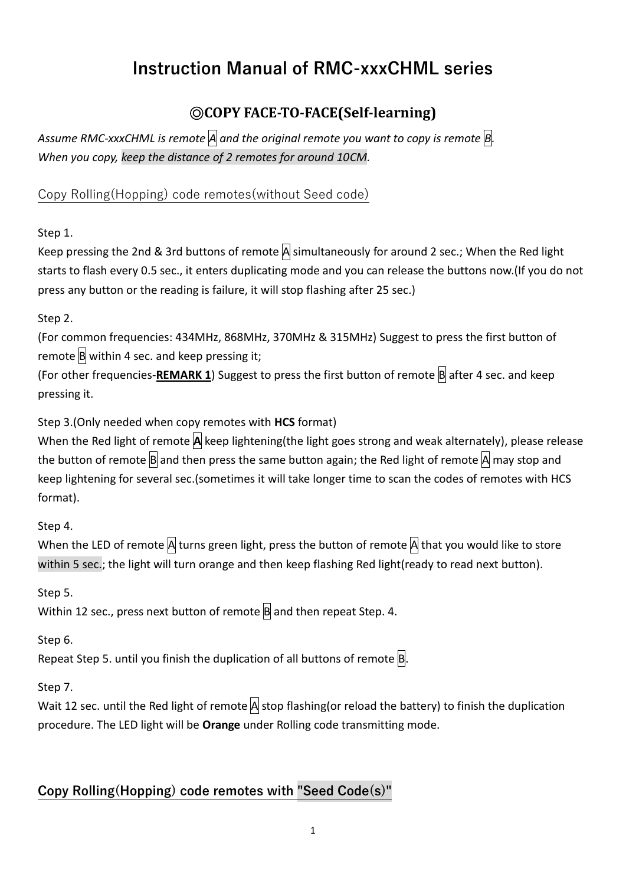# Instruction Manual of RMC-xxxCHML series

## ◎COPY FACE-TO-FACE(Self-learning)

*Assume RMC-xxxCHML is remote A and the original remote you want to copy is remote B.*
*When you copy, keep the distance of 2 remotes for around 10CM.*

### Copy Rolling(Hopping) code remotes(without Seed code)

Step 1.
Keep pressing the 2nd & 3rd buttons of remote A simultaneously for around 2 sec.; When the Red light starts to flash every 0.5 sec., it enters duplicating mode and you can release the buttons now.(If you do not press any button or the reading is failure, it will stop flashing after 25 sec.)

Step 2.
(For common frequencies: 434MHz, 868MHz, 370MHz & 315MHz) Suggest to press the first button of remote B within 4 sec. and keep pressing it;
(For other frequencies-**REMARK 1**) Suggest to press the first button of remote B after 4 sec. and keep pressing it.

Step 3.(Only needed when copy remotes with **HCS** format)
When the Red light of remote **A** keep lightening(the light goes strong and weak alternately), please release the button of remote B and then press the same button again; the Red light of remote A may stop and keep lightening for several sec.(sometimes it will take longer time to scan the codes of remotes with HCS format).

Step 4.
When the LED of remote A turns green light, press the button of remote A that you would like to store within 5 sec.; the light will turn orange and then keep flashing Red light(ready to read next button).

Step 5.
Within 12 sec., press next button of remote B and then repeat Step. 4.

Step 6.
Repeat Step 5. until you finish the duplication of all buttons of remote B.

Step 7.
Wait 12 sec. until the Red light of remote A stop flashing(or reload the battery) to finish the duplication procedure. The LED light will be **Orange** under Rolling code transmitting mode.

### Copy Rolling(Hopping) code remotes with "Seed Code(s)"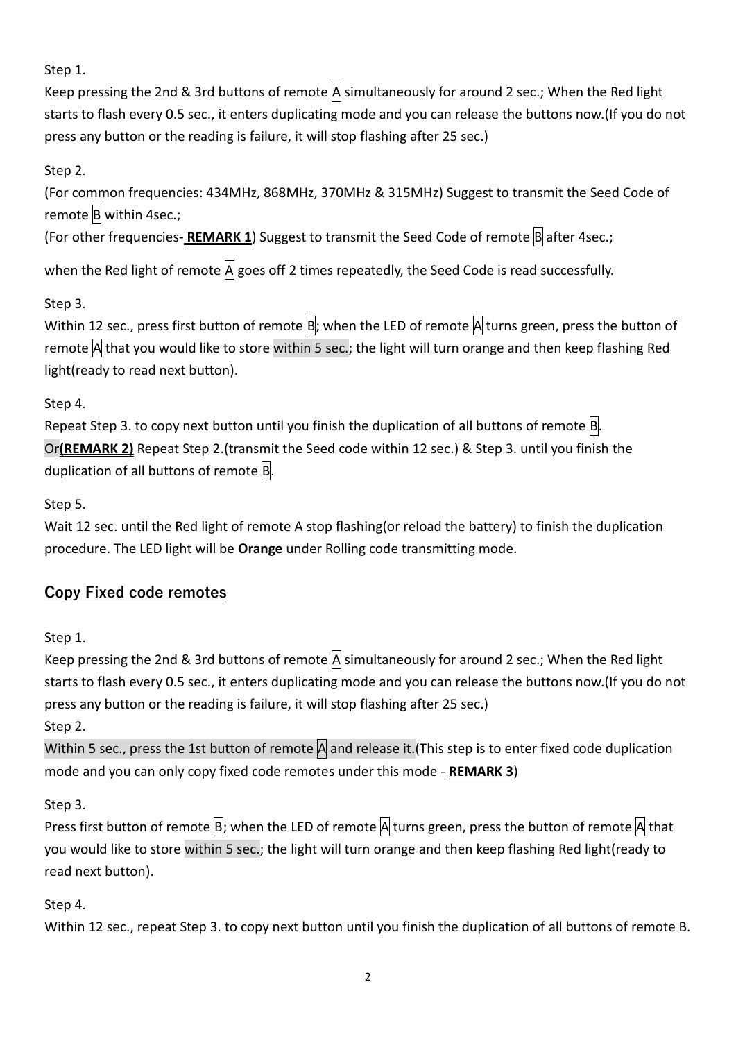Step 1.

Keep pressing the 2nd & 3rd buttons of remote A simultaneously for around 2 sec.; When the Red light starts to flash every 0.5 sec., it enters duplicating mode and you can release the buttons now.(If you do not press any button or the reading is failure, it will stop flashing after 25 sec.)

Step 2.

(For common frequencies: 434MHz, 868MHz, 370MHz & 315MHz) Suggest to transmit the Seed Code of remote B within 4sec.;

(For other frequencies- **REMARK 1**) Suggest to transmit the Seed Code of remote B after 4sec.;

when the Red light of remote A goes off 2 times repeatedly, the Seed Code is read successfully.

Step 3.

Within 12 sec., press first button of remote B; when the LED of remote A turns green, press the button of remote A that you would like to store within 5 sec.; the light will turn orange and then keep flashing Red light(ready to read next button).

Step 4.

Repeat Step 3. to copy next button until you finish the duplication of all buttons of remote B.
Or**(REMARK 2)** Repeat Step 2.(transmit the Seed code within 12 sec.) & Step 3. until you finish the duplication of all buttons of remote B.

Step 5.

Wait 12 sec. until the Red light of remote A stop flashing(or reload the battery) to finish the duplication procedure. The LED light will be **Orange** under Rolling code transmitting mode.

## Copy Fixed code remotes

Step 1.

Keep pressing the 2nd & 3rd buttons of remote A simultaneously for around 2 sec.; When the Red light starts to flash every 0.5 sec., it enters duplicating mode and you can release the buttons now.(If you do not press any button or the reading is failure, it will stop flashing after 25 sec.)

Step 2.

Within 5 sec., press the 1st button of remote A and release it.(This step is to enter fixed code duplication mode and you can only copy fixed code remotes under this mode - **REMARK 3**)

Step 3.

Press first button of remote B; when the LED of remote A turns green, press the button of remote A that you would like to store within 5 sec.; the light will turn orange and then keep flashing Red light(ready to read next button).

Step 4.

Within 12 sec., repeat Step 3. to copy next button until you finish the duplication of all buttons of remote B.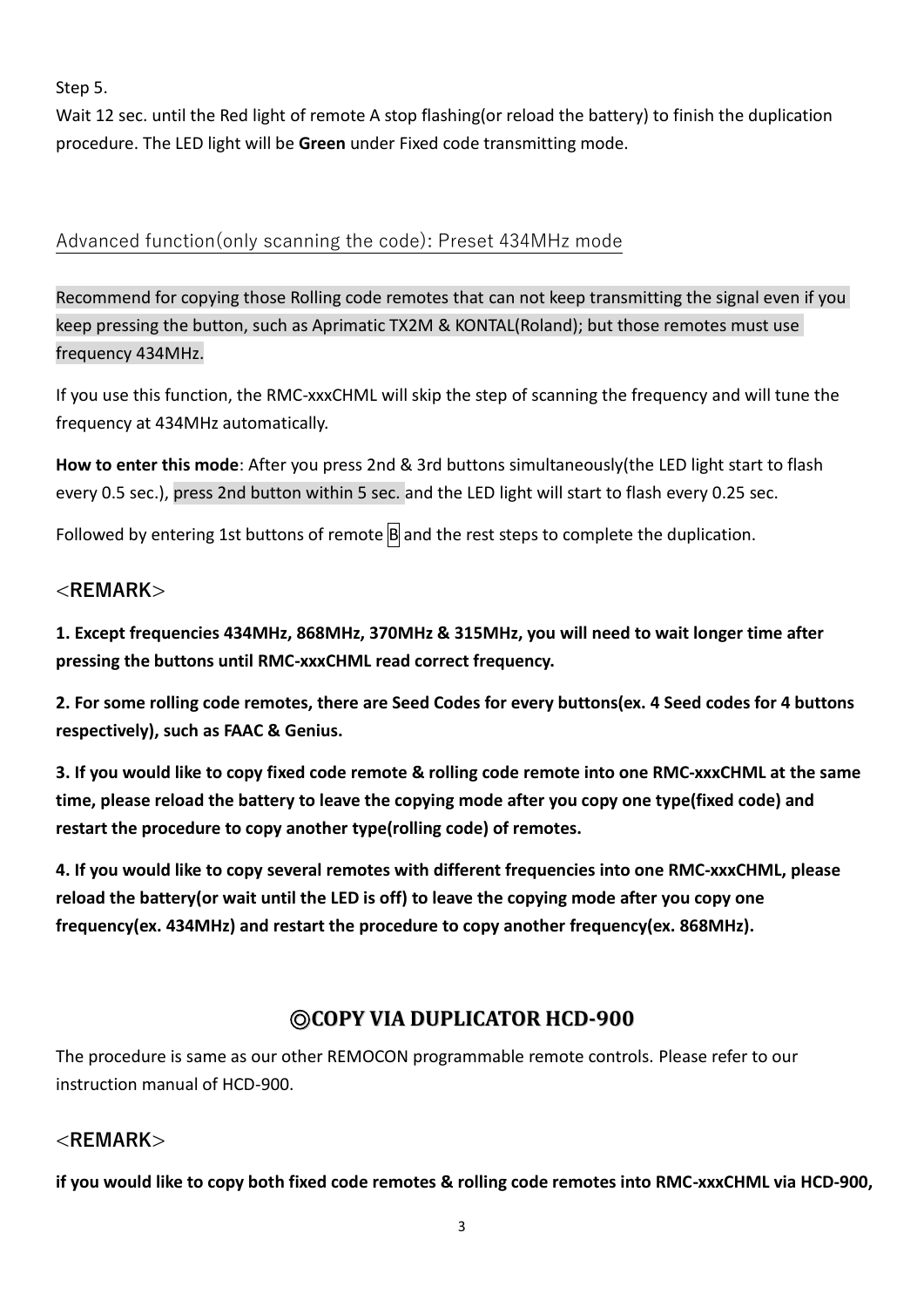Step 5.

Wait 12 sec. until the Red light of remote A stop flashing(or reload the battery) to finish the duplication procedure. The LED light will be **Green** under Fixed code transmitting mode.

## Advanced function(only scanning the code): Preset 434MHz mode

Recommend for copying those Rolling code remotes that can not keep transmitting the signal even if you keep pressing the button, such as Aprimatic TX2M & KONTAL(Roland); but those remotes must use frequency 434MHz.

If you use this function, the RMC-xxxCHML will skip the step of scanning the frequency and will tune the frequency at 434MHz automatically.

**How to enter this mode**: After you press 2nd & 3rd buttons simultaneously(the LED light start to flash every 0.5 sec.), press 2nd button within 5 sec. and the LED light will start to flash every 0.25 sec.

Followed by entering 1st buttons of remote B and the rest steps to complete the duplication.

### <REMARK>

**1. Except frequencies 434MHz, 868MHz, 370MHz & 315MHz, you will need to wait longer time after pressing the buttons until RMC-xxxCHML read correct frequency.**

**2. For some rolling code remotes, there are Seed Codes for every buttons(ex. 4 Seed codes for 4 buttons respectively), such as FAAC & Genius.**

**3. If you would like to copy fixed code remote & rolling code remote into one RMC-xxxCHML at the same time, please reload the battery to leave the copying mode after you copy one type(fixed code) and restart the procedure to copy another type(rolling code) of remotes.**

**4. If you would like to copy several remotes with different frequencies into one RMC-xxxCHML, please reload the battery(or wait until the LED is off) to leave the copying mode after you copy one frequency(ex. 434MHz) and restart the procedure to copy another frequency(ex. 868MHz).**

## ◎COPY VIA DUPLICATOR HCD-900

The procedure is same as our other REMOCON programmable remote controls. Please refer to our instruction manual of HCD-900.

### <REMARK>

**if you would like to copy both fixed code remotes & rolling code remotes into RMC-xxxCHML via HCD-900,**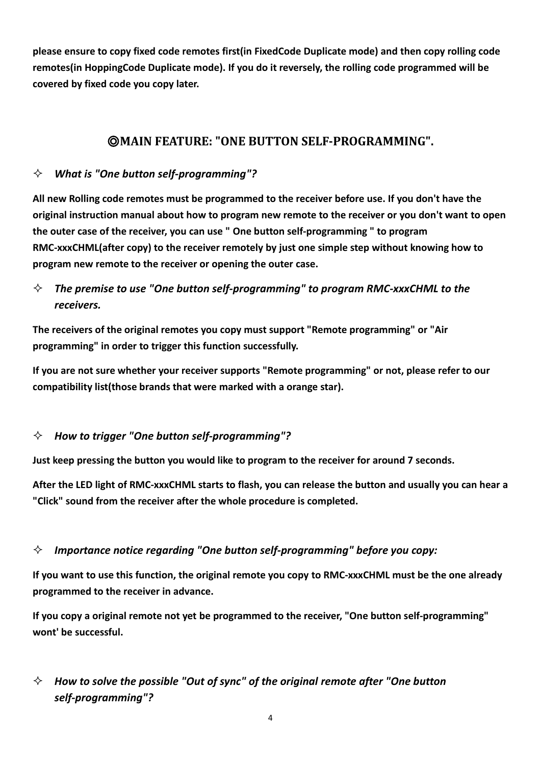**please ensure to copy fixed code remotes first(in FixedCode Duplicate mode) and then copy rolling code remotes(in HoppingCode Duplicate mode). If you do it reversely, the rolling code programmed will be covered by fixed code you copy later.**

## ◎MAIN FEATURE: "ONE BUTTON SELF-PROGRAMMING".

### ✧ *What is "One button self-programming"?*

**All new Rolling code remotes must be programmed to the receiver before use. If you don't have the original instruction manual about how to program new remote to the receiver or you don't want to open the outer case of the receiver, you can use " One button self-programming " to program RMC-xxxCHML(after copy) to the receiver remotely by just one simple step without knowing how to program new remote to the receiver or opening the outer case.**

### ✧ *The premise to use "One button self-programming" to program RMC-xxxCHML to the receivers.*

**The receivers of the original remotes you copy must support "Remote programming" or "Air programming" in order to trigger this function successfully.**

**If you are not sure whether your receiver supports "Remote programming" or not, please refer to our compatibility list(those brands that were marked with a orange star).**

### ✧ *How to trigger "One button self-programming"?*

**Just keep pressing the button you would like to program to the receiver for around 7 seconds.**

**After the LED light of RMC-xxxCHML starts to flash, you can release the button and usually you can hear a "Click" sound from the receiver after the whole procedure is completed.**

### ✧ *Importance notice regarding "One button self-programming" before you copy:*

**If you want to use this function, the original remote you copy to RMC-xxxCHML must be the one already programmed to the receiver in advance.**

**If you copy a original remote not yet be programmed to the receiver, "One button self-programming" wont' be successful.**

### ✧ *How to solve the possible "Out of sync" of the original remote after "One button self-programming"?*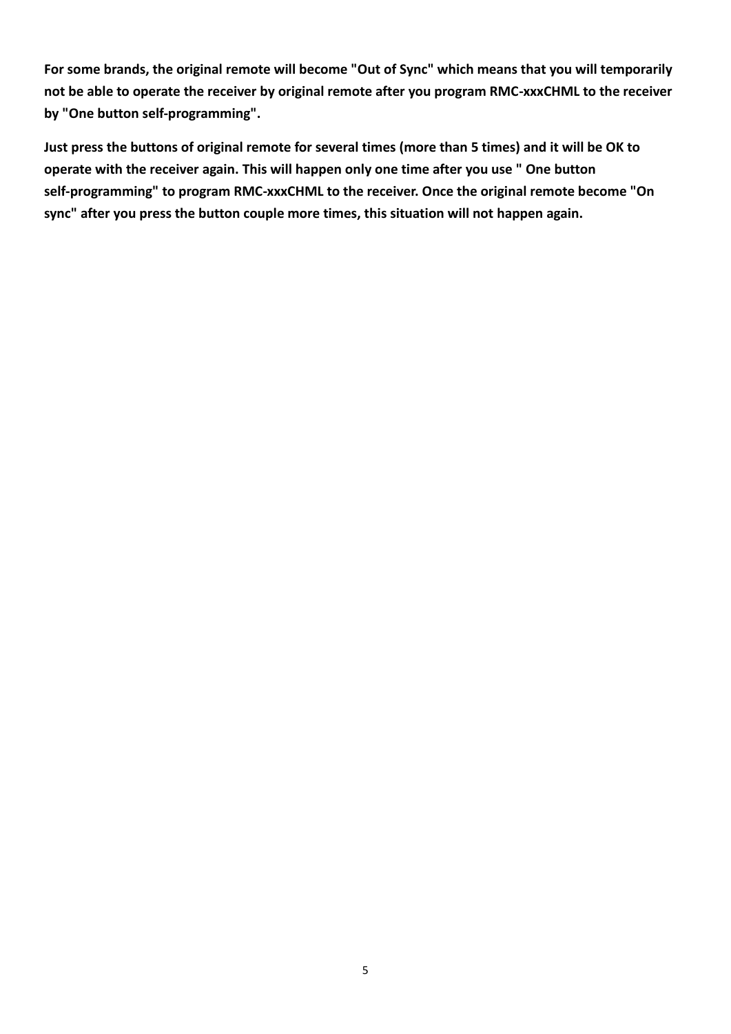**For some brands, the original remote will become "Out of Sync" which means that you will temporarily not be able to operate the receiver by original remote after you program RMC-xxxCHML to the receiver by "One button self-programming".**

**Just press the buttons of original remote for several times (more than 5 times) and it will be OK to operate with the receiver again. This will happen only one time after you use " One button self-programming" to program RMC-xxxCHML to the receiver. Once the original remote become "On sync" after you press the button couple more times, this situation will not happen again.**